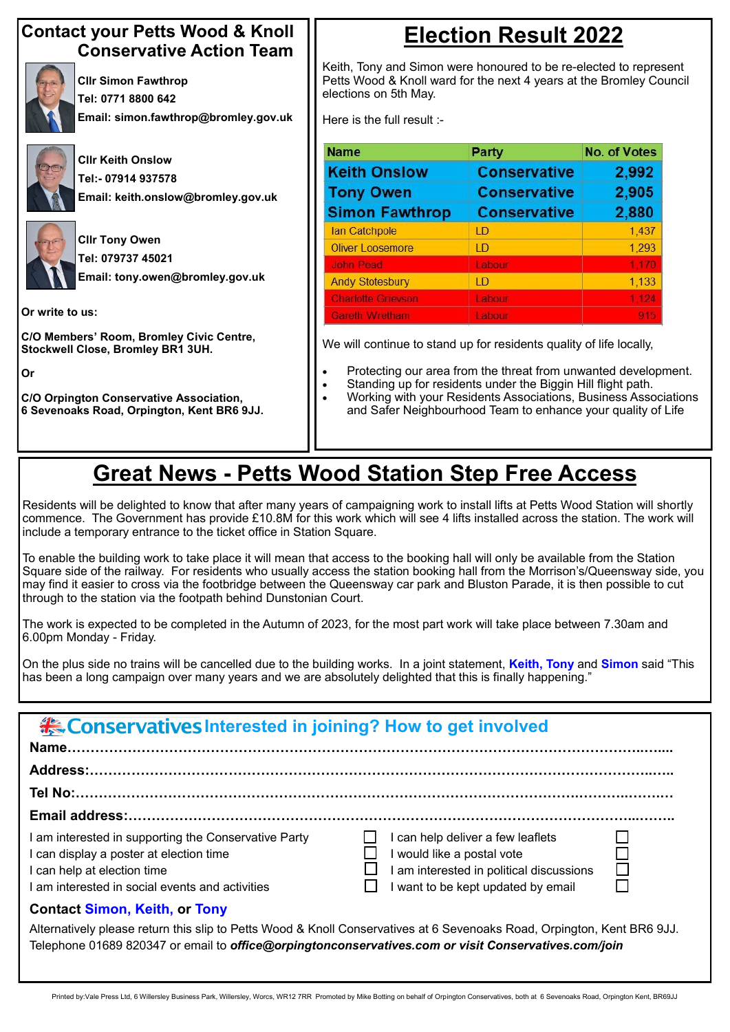## Contact your Petts Wood & Knoll Conservative Action Team

**Cllr Simon Fawthrop**
**Tel: 0771 8800 642**
**Email: simon.fawthrop@bromley.gov.uk**

**Cllr Keith Onslow**
**Tel:- 07914 937578**
**Email: keith.onslow@bromley.gov.uk**

**Cllr Tony Owen**
**Tel: 079737 45021**
**Email: tony.owen@bromley.gov.uk**

**Or write to us:**

**C/O Members' Room, Bromley Civic Centre, Stockwell Close, Bromley BR1 3UH.**

**Or**

**C/O Orpington Conservative Association, 6 Sevenoaks Road, Orpington, Kent BR6 9JJ.**

# Election Result 2022

Keith, Tony and Simon were honoured to be re-elected to represent Petts Wood & Knoll ward for the next 4 years at the Bromley Council elections on 5th May.

Here is the full result :-

| Name | Party | No. of Votes |
|---|---|---|
| **Keith Onslow** | **Conservative** | **2,992** |
| **Tony Owen** | **Conservative** | **2,905** |
| **Simon Fawthrop** | **Conservative** | **2,880** |
| Ian Catchpole | LD | 1,437 |
| Oliver Loosemore | LD | 1,293 |
| John Pead | Labour | 1,170 |
| Andy Stotesbury | LD | 1,133 |
| Charlotte Grievson | Labour | 1,124 |
| Gareth Wretham | Labour | 915 |

We will continue to stand up for residents quality of life locally,

- Protecting our area from the threat from unwanted development.
- Standing up for residents under the Biggin Hill flight path.
- Working with your Residents Associations, Business Associations and Safer Neighbourhood Team to enhance your quality of Life

# Great News - Petts Wood Station Step Free Access

Residents will be delighted to know that after many years of campaigning work to install lifts at Petts Wood Station will shortly commence. The Government has provide £10.8M for this work which will see 4 lifts installed across the station. The work will include a temporary entrance to the ticket office in Station Square.

To enable the building work to take place it will mean that access to the booking hall will only be available from the Station Square side of the railway. For residents who usually access the station booking hall from the Morrison's/Queensway side, you may find it easier to cross via the footbridge between the Queensway car park and Bluston Parade, it is then possible to cut through to the station via the footpath behind Dunstonian Court.

The work is expected to be completed in the Autumn of 2023, for the most part work will take place between 7.30am and 6.00pm Monday - Friday.

On the plus side no trains will be cancelled due to the building works. In a joint statement, **Keith, Tony** and **Simon** said "This has been a long campaign over many years and we are absolutely delighted that this is finally happening."

## Conservatives Interested in joining? How to get involved

**Name……………………………………………………………………………………………………………**

**Address:………………………………………………………………………………………………………**

**Tel No:…………………………………………………………………………………………………………**

**Email address:………………………………………………………………………………………………**

| | | | |
|---|---|---|---|
| I am interested in supporting the Conservative Party | ☐ | I can help deliver a few leaflets | ☐ |
| I can display a poster at election time | ☐ | I would like a postal vote | ☐ |
| I can help at election time | ☐ | I am interested in political discussions | ☐ |
| I am interested in social events and activities | ☐ | I want to be kept updated by email | ☐ |

**Contact Simon, Keith, or Tony**

Alternatively please return this slip to Petts Wood & Knoll Conservatives at 6 Sevenoaks Road, Orpington, Kent BR6 9JJ. Telephone 01689 820347 or email to ***office@orpingtonconservatives.com or visit Conservatives.com/join***

Printed by:Vale Press Ltd, 6 Willersley Business Park, Willersley, Worcs, WR12 7RR Promoted by Mike Botting on behalf of Orpington Conservatives, both at 6 Sevenoaks Road, Orpington Kent, BR69JJ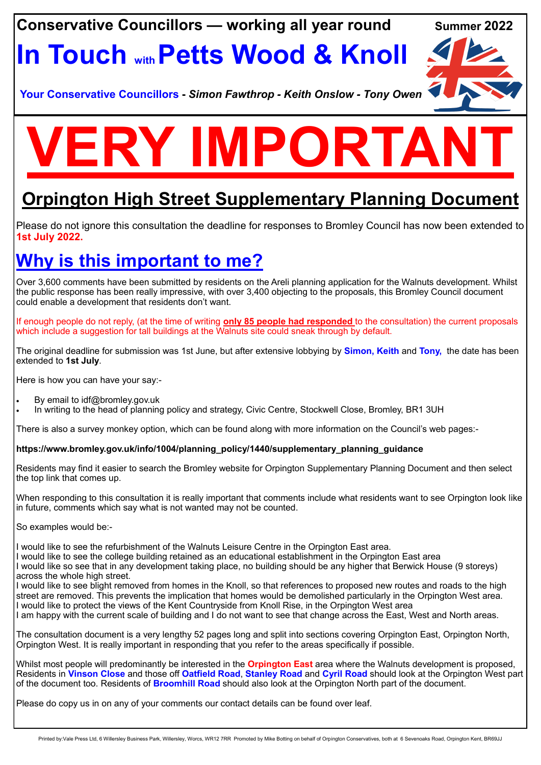Conservative Councillors — working all year round

Summer 2022

# In Touch with Petts Wood & Knoll

**Your Conservative Councillors** - *Simon Fawthrop - Keith Onslow - Tony Owen*

# VERY IMPORTANT

## Orpington High Street Supplementary Planning Document

Please do not ignore this consultation the deadline for responses to Bromley Council has now been extended to **1st July 2022.**

## Why is this important to me?

Over 3,600 comments have been submitted by residents on the Areli planning application for the Walnuts development. Whilst the public response has been really impressive, with over 3,400 objecting to the proposals, this Bromley Council document could enable a development that residents don't want.

If enough people do not reply, (at the time of writing **only 85 people had responded** to the consultation) the current proposals which include a suggestion for tall buildings at the Walnuts site could sneak through by default.

The original deadline for submission was 1st June, but after extensive lobbying by **Simon, Keith** and **Tony,** the date has been extended to **1st July**.

Here is how you can have your say:-

- By email to idf@bromley.gov.uk
- In writing to the head of planning policy and strategy, Civic Centre, Stockwell Close, Bromley, BR1 3UH

There is also a survey monkey option, which can be found along with more information on the Council's web pages:-

**https://www.bromley.gov.uk/info/1004/planning_policy/1440/supplementary_planning_guidance**

Residents may find it easier to search the Bromley website for Orpington Supplementary Planning Document and then select the top link that comes up.

When responding to this consultation it is really important that comments include what residents want to see Orpington look like in future, comments which say what is not wanted may not be counted.

So examples would be:-

I would like to see the refurbishment of the Walnuts Leisure Centre in the Orpington East area.
I would like to see the college building retained as an educational establishment in the Orpington East area
I would like so see that in any development taking place, no building should be any higher that Berwick House (9 storeys) across the whole high street.
I would like to see blight removed from homes in the Knoll, so that references to proposed new routes and roads to the high street are removed. This prevents the implication that homes would be demolished particularly in the Orpington West area.
I would like to protect the views of the Kent Countryside from Knoll Rise, in the Orpington West area
I am happy with the current scale of building and I do not want to see that change across the East, West and North areas.

The consultation document is a very lengthy 52 pages long and split into sections covering Orpington East, Orpington North, Orpington West. It is really important in responding that you refer to the areas specifically if possible.

Whilst most people will predominantly be interested in the **Orpington East** area where the Walnuts development is proposed, Residents in **Vinson Close** and those off **Oatfield Road**, **Stanley Road** and **Cyril Road** should look at the Orpington West part of the document too. Residents of **Broomhill Road** should also look at the Orpington North part of the document.

Please do copy us in on any of your comments our contact details can be found over leaf.

Printed by:Vale Press Ltd, 6 Willersley Business Park, Willersley, Worcs, WR12 7RR Promoted by Mike Botting on behalf of Orpington Conservatives, both at 6 Sevenoaks Road, Orpington Kent, BR69JJ